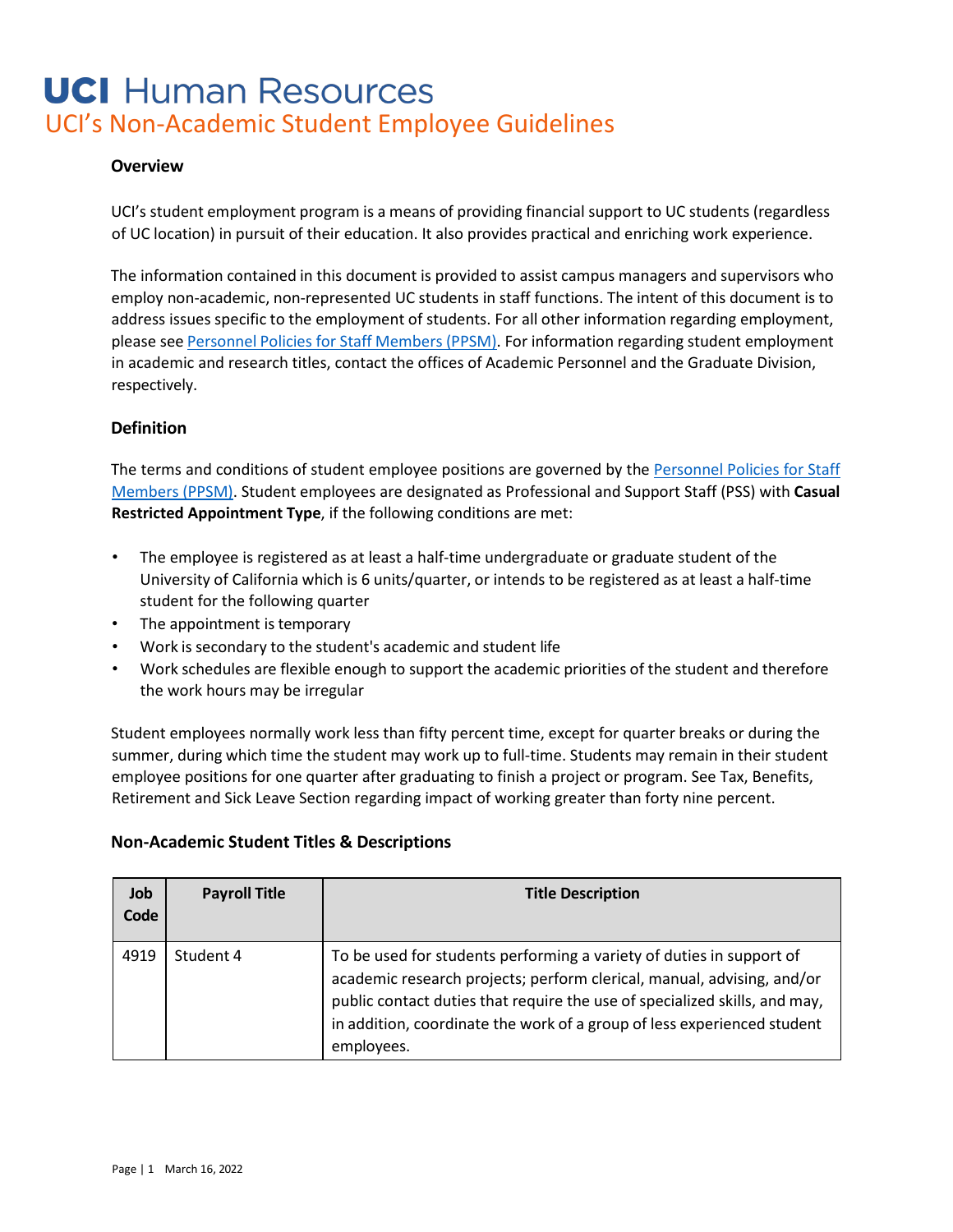# UCI Human Resources
## UCI's Non-Academic Student Employee Guidelines

### Overview

UCI's student employment program is a means of providing financial support to UC students (regardless of UC location) in pursuit of their education. It also provides practical and enriching work experience.

The information contained in this document is provided to assist campus managers and supervisors who employ non-academic, non-represented UC students in staff functions. The intent of this document is to address issues specific to the employment of students. For all other information regarding employment, please see [Personnel Policies for Staff Members (PPSM)](). For information regarding student employment in academic and research titles, contact the offices of Academic Personnel and the Graduate Division, respectively.

### Definition

The terms and conditions of student employee positions are governed by the [Personnel Policies for Staff Members (PPSM)](). Student employees are designated as Professional and Support Staff (PSS) with **Casual Restricted Appointment Type**, if the following conditions are met:

- The employee is registered as at least a half-time undergraduate or graduate student of the University of California which is 6 units/quarter, or intends to be registered as at least a half-time student for the following quarter
- The appointment is temporary
- Work is secondary to the student's academic and student life
- Work schedules are flexible enough to support the academic priorities of the student and therefore the work hours may be irregular

Student employees normally work less than fifty percent time, except for quarter breaks or during the summer, during which time the student may work up to full-time. Students may remain in their student employee positions for one quarter after graduating to finish a project or program. See Tax, Benefits, Retirement and Sick Leave Section regarding impact of working greater than forty nine percent.

### Non-Academic Student Titles & Descriptions

| Job Code | Payroll Title | Title Description |
|---|---|---|
| 4919 | Student 4 | To be used for students performing a variety of duties in support of academic research projects; perform clerical, manual, advising, and/or public contact duties that require the use of specialized skills, and may, in addition, coordinate the work of a group of less experienced student employees. |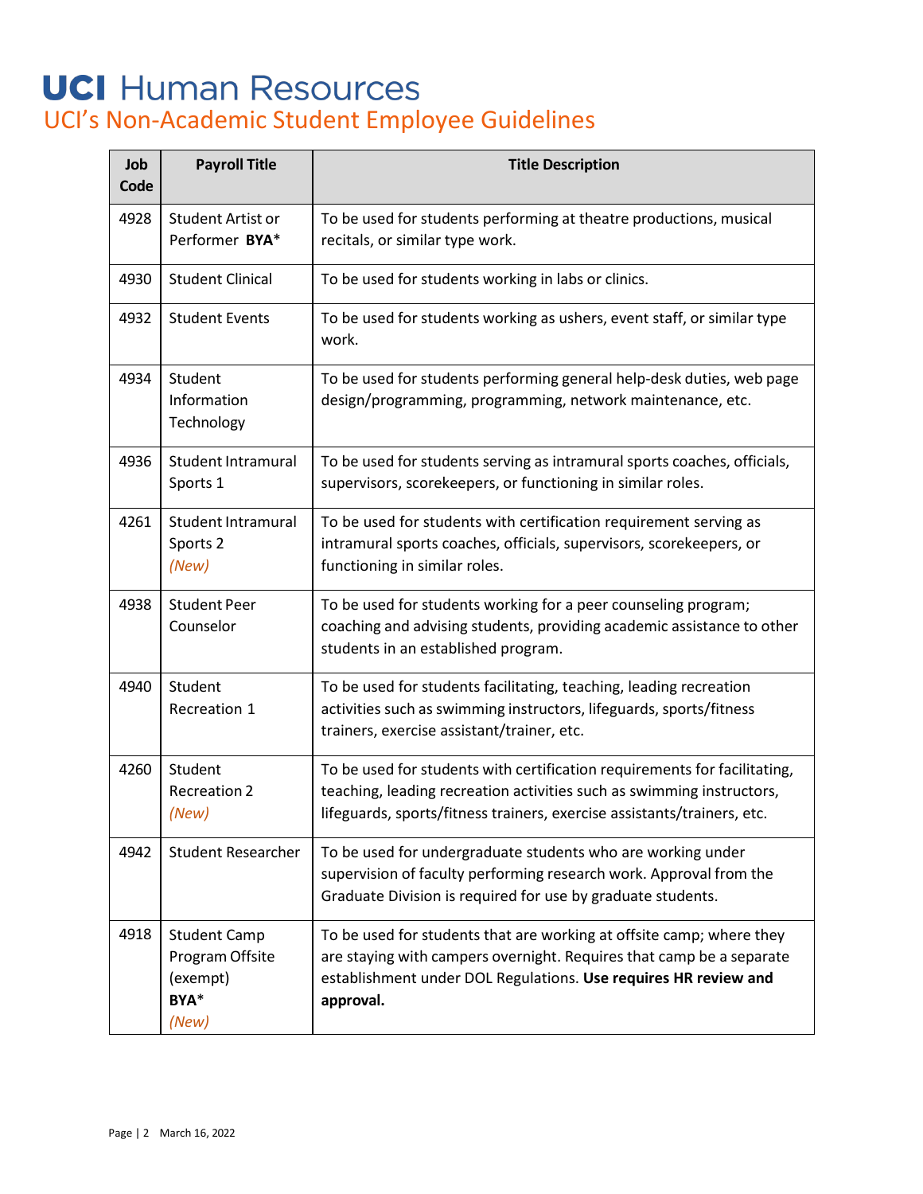# UCI Human Resources
## UCI's Non-Academic Student Employee Guidelines

| Job Code | Payroll Title | Title Description |
|---|---|---|
| 4928 | Student Artist or Performer **BYA*** | To be used for students performing at theatre productions, musical recitals, or similar type work. |
| 4930 | Student Clinical | To be used for students working in labs or clinics. |
| 4932 | Student Events | To be used for students working as ushers, event staff, or similar type work. |
| 4934 | Student Information Technology | To be used for students performing general help-desk duties, web page design/programming, programming, network maintenance, etc. |
| 4936 | Student Intramural Sports 1 | To be used for students serving as intramural sports coaches, officials, supervisors, scorekeepers, or functioning in similar roles. |
| 4261 | Student Intramural Sports 2 *(New)* | To be used for students with certification requirement serving as intramural sports coaches, officials, supervisors, scorekeepers, or functioning in similar roles. |
| 4938 | Student Peer Counselor | To be used for students working for a peer counseling program; coaching and advising students, providing academic assistance to other students in an established program. |
| 4940 | Student Recreation 1 | To be used for students facilitating, teaching, leading recreation activities such as swimming instructors, lifeguards, sports/fitness trainers, exercise assistant/trainer, etc. |
| 4260 | Student Recreation 2 *(New)* | To be used for students with certification requirements for facilitating, teaching, leading recreation activities such as swimming instructors, lifeguards, sports/fitness trainers, exercise assistants/trainers, etc. |
| 4942 | Student Researcher | To be used for undergraduate students who are working under supervision of faculty performing research work. Approval from the Graduate Division is required for use by graduate students. |
| 4918 | Student Camp Program Offsite (exempt) **BYA*** *(New)* | To be used for students that are working at offsite camp; where they are staying with campers overnight. Requires that camp be a separate establishment under DOL Regulations. **Use requires HR review and approval.** |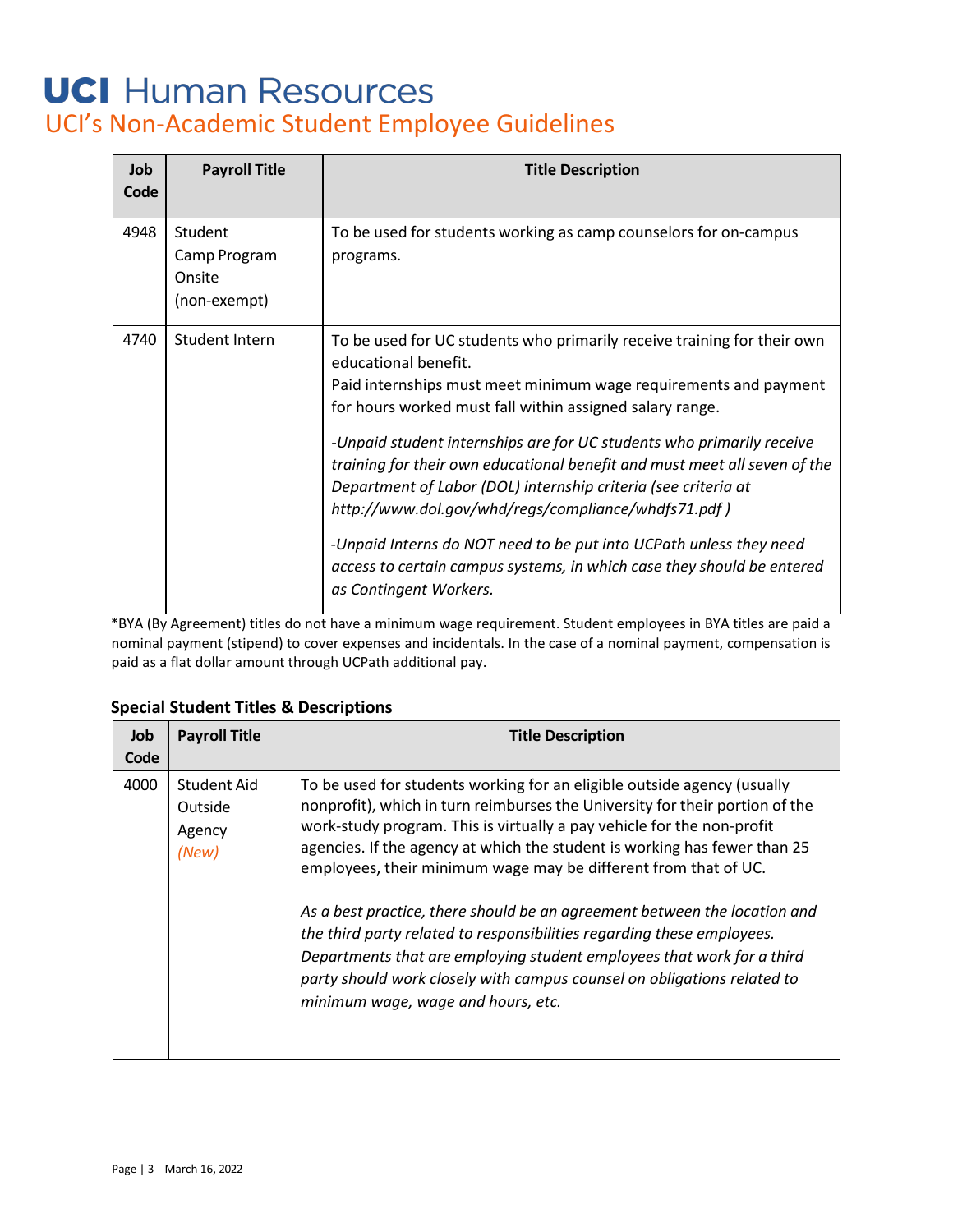# UCI Human Resources

## UCI's Non-Academic Student Employee Guidelines

| Job Code | Payroll Title | Title Description |
|---|---|---|
| 4948 | Student Camp Program Onsite (non-exempt) | To be used for students working as camp counselors for on-campus programs. |
| 4740 | Student Intern | To be used for UC students who primarily receive training for their own educational benefit. Paid internships must meet minimum wage requirements and payment for hours worked must fall within assigned salary range. <br><br> *-Unpaid student internships are for UC students who primarily receive training for their own educational benefit and must meet all seven of the Department of Labor (DOL) internship criteria (see criteria at http://www.dol.gov/whd/regs/compliance/whdfs71.pdf )* <br><br> *-Unpaid Interns do NOT need to be put into UCPath unless they need access to certain campus systems, in which case they should be entered as Contingent Workers.* |

*BYA (By Agreement) titles do not have a minimum wage requirement. Student employees in BYA titles are paid a nominal payment (stipend) to cover expenses and incidentals. In the case of a nominal payment, compensation is paid as a flat dollar amount through UCPath additional pay.

### Special Student Titles & Descriptions

| Job Code | Payroll Title | Title Description |
|---|---|---|
| 4000 | Student Aid Outside Agency *(New)* | To be used for students working for an eligible outside agency (usually nonprofit), which in turn reimburses the University for their portion of the work-study program. This is virtually a pay vehicle for the non-profit agencies. If the agency at which the student is working has fewer than 25 employees, their minimum wage may be different from that of UC. <br><br> *As a best practice, there should be an agreement between the location and the third party related to responsibilities regarding these employees. Departments that are employing student employees that work for a third party should work closely with campus counsel on obligations related to minimum wage, wage and hours, etc.* |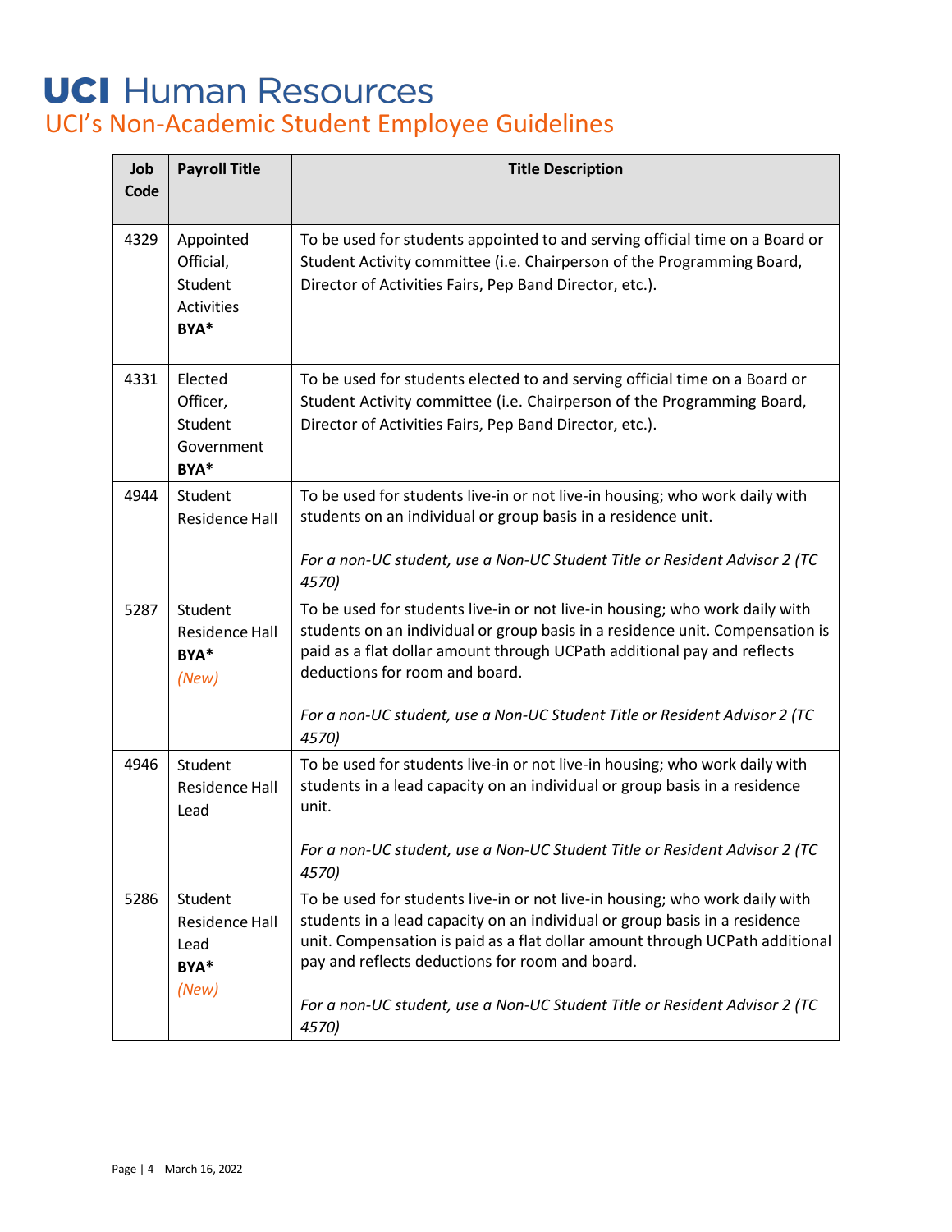# UCI Human Resources

## UCI's Non-Academic Student Employee Guidelines

| Job Code | Payroll Title | Title Description |
|---|---|---|
| 4329 | Appointed Official, Student Activities **BYA*** | To be used for students appointed to and serving official time on a Board or Student Activity committee (i.e. Chairperson of the Programming Board, Director of Activities Fairs, Pep Band Director, etc.). |
| 4331 | Elected Officer, Student Government **BYA*** | To be used for students elected to and serving official time on a Board or Student Activity committee (i.e. Chairperson of the Programming Board, Director of Activities Fairs, Pep Band Director, etc.). |
| 4944 | Student Residence Hall | To be used for students live-in or not live-in housing; who work daily with students on an individual or group basis in a residence unit.<br><br>*For a non-UC student, use a Non-UC Student Title or Resident Advisor 2 (TC 4570)* |
| 5287 | Student Residence Hall **BYA*** *(New)* | To be used for students live-in or not live-in housing; who work daily with students on an individual or group basis in a residence unit. Compensation is paid as a flat dollar amount through UCPath additional pay and reflects deductions for room and board.<br><br>*For a non-UC student, use a Non-UC Student Title or Resident Advisor 2 (TC 4570)* |
| 4946 | Student Residence Hall Lead | To be used for students live-in or not live-in housing; who work daily with students in a lead capacity on an individual or group basis in a residence unit.<br><br>*For a non-UC student, use a Non-UC Student Title or Resident Advisor 2 (TC 4570)* |
| 5286 | Student Residence Hall Lead **BYA*** *(New)* | To be used for students live-in or not live-in housing; who work daily with students in a lead capacity on an individual or group basis in a residence unit. Compensation is paid as a flat dollar amount through UCPath additional pay and reflects deductions for room and board.<br><br>*For a non-UC student, use a Non-UC Student Title or Resident Advisor 2 (TC 4570)* |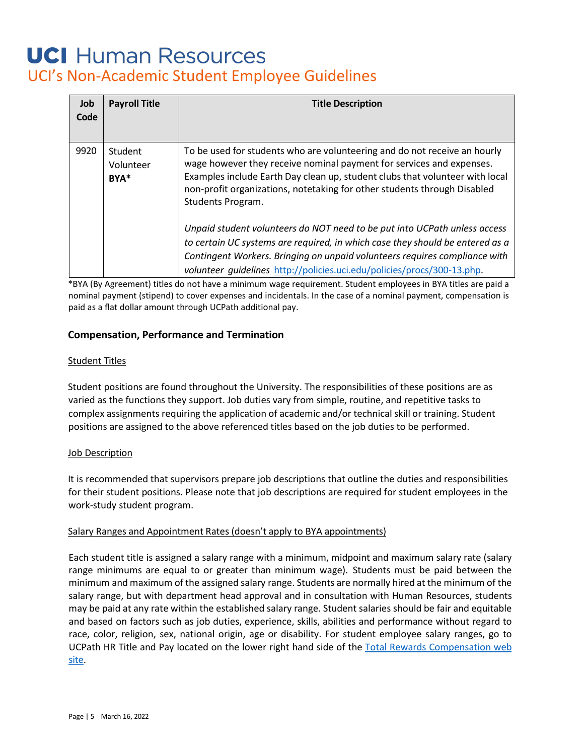| Job Code | Payroll Title | Title Description |
|---|---|---|
| 9920 | Student Volunteer **BYA*** | To be used for students who are volunteering and do not receive an hourly wage however they receive nominal payment for services and expenses. Examples include Earth Day clean up, student clubs that volunteer with local non-profit organizations, notetaking for other students through Disabled Students Program.<br><br>*Unpaid student volunteers do NOT need to be put into UCPath unless access to certain UC systems are required, in which case they should be entered as a Contingent Workers. Bringing on unpaid volunteers requires compliance with volunteer guidelines* [http://policies.uci.edu/policies/procs/300-13.php](http://policies.uci.edu/policies/procs/300-13.php). |

*BYA (By Agreement) titles do not have a minimum wage requirement. Student employees in BYA titles are paid a nominal payment (stipend) to cover expenses and incidentals. In the case of a nominal payment, compensation is paid as a flat dollar amount through UCPath additional pay.

### Compensation, Performance and Termination

<u>Student Titles</u>

Student positions are found throughout the University. The responsibilities of these positions are as varied as the functions they support. Job duties vary from simple, routine, and repetitive tasks to complex assignments requiring the application of academic and/or technical skill or training. Student positions are assigned to the above referenced titles based on the job duties to be performed.

<u>Job Description</u>

It is recommended that supervisors prepare job descriptions that outline the duties and responsibilities for their student positions. Please note that job descriptions are required for student employees in the work-study student program.

<u>Salary Ranges and Appointment Rates (doesn't apply to BYA appointments)</u>

Each student title is assigned a salary range with a minimum, midpoint and maximum salary rate (salary range minimums are equal to or greater than minimum wage). Students must be paid between the minimum and maximum of the assigned salary range. Students are normally hired at the minimum of the salary range, but with department head approval and in consultation with Human Resources, students may be paid at any rate within the established salary range. Student salaries should be fair and equitable and based on factors such as job duties, experience, skills, abilities and performance without regard to race, color, religion, sex, national origin, age or disability. For student employee salary ranges, go to UCPath HR Title and Pay located on the lower right hand side of the Total Rewards Compensation web site.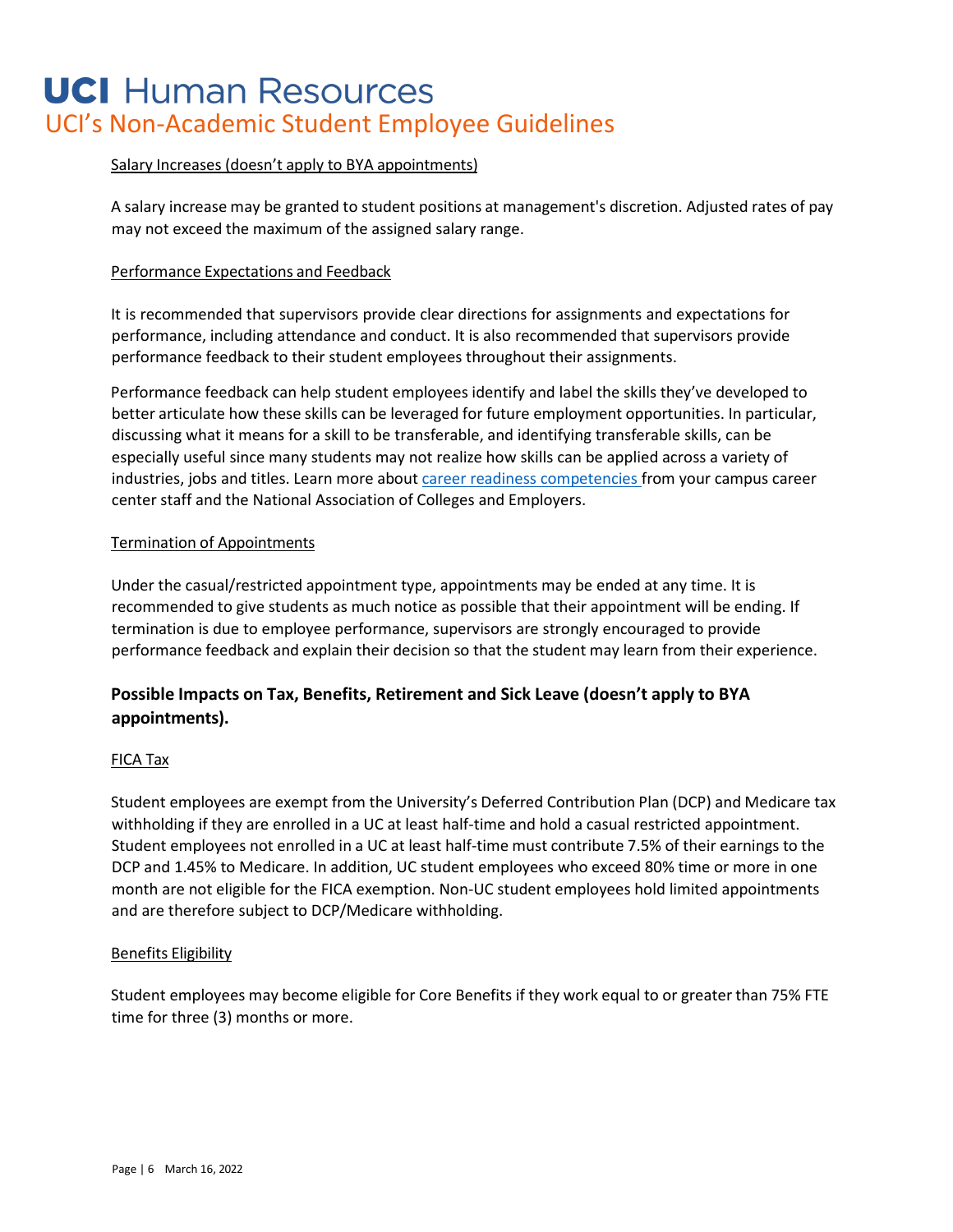### Salary Increases (doesn't apply to BYA appointments)

A salary increase may be granted to student positions at management's discretion. Adjusted rates of pay may not exceed the maximum of the assigned salary range.

### Performance Expectations and Feedback

It is recommended that supervisors provide clear directions for assignments and expectations for performance, including attendance and conduct. It is also recommended that supervisors provide performance feedback to their student employees throughout their assignments.

Performance feedback can help student employees identify and label the skills they've developed to better articulate how these skills can be leveraged for future employment opportunities. In particular, discussing what it means for a skill to be transferable, and identifying transferable skills, can be especially useful since many students may not realize how skills can be applied across a variety of industries, jobs and titles. Learn more about career readiness competencies from your campus career center staff and the National Association of Colleges and Employers.

### Termination of Appointments

Under the casual/restricted appointment type, appointments may be ended at any time. It is recommended to give students as much notice as possible that their appointment will be ending. If termination is due to employee performance, supervisors are strongly encouraged to provide performance feedback and explain their decision so that the student may learn from their experience.

## Possible Impacts on Tax, Benefits, Retirement and Sick Leave (doesn't apply to BYA appointments).

### FICA Tax

Student employees are exempt from the University's Deferred Contribution Plan (DCP) and Medicare tax withholding if they are enrolled in a UC at least half-time and hold a casual restricted appointment. Student employees not enrolled in a UC at least half-time must contribute 7.5% of their earnings to the DCP and 1.45% to Medicare. In addition, UC student employees who exceed 80% time or more in one month are not eligible for the FICA exemption. Non-UC student employees hold limited appointments and are therefore subject to DCP/Medicare withholding.

### Benefits Eligibility

Student employees may become eligible for Core Benefits if they work equal to or greater than 75% FTE time for three (3) months or more.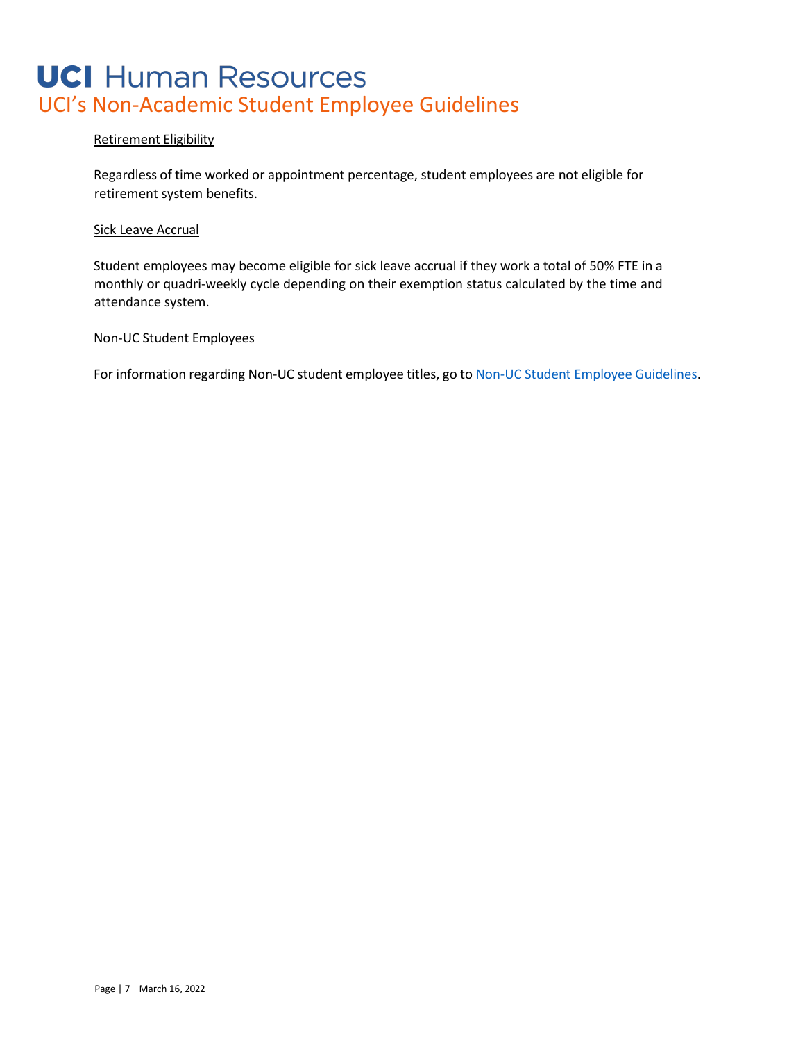Retirement Eligibility

Regardless of time worked or appointment percentage, student employees are not eligible for retirement system benefits.

Sick Leave Accrual

Student employees may become eligible for sick leave accrual if they work a total of 50% FTE in a monthly or quadri-weekly cycle depending on their exemption status calculated by the time and attendance system.

Non-UC Student Employees

For information regarding Non-UC student employee titles, go to Non-UC Student Employee Guidelines.